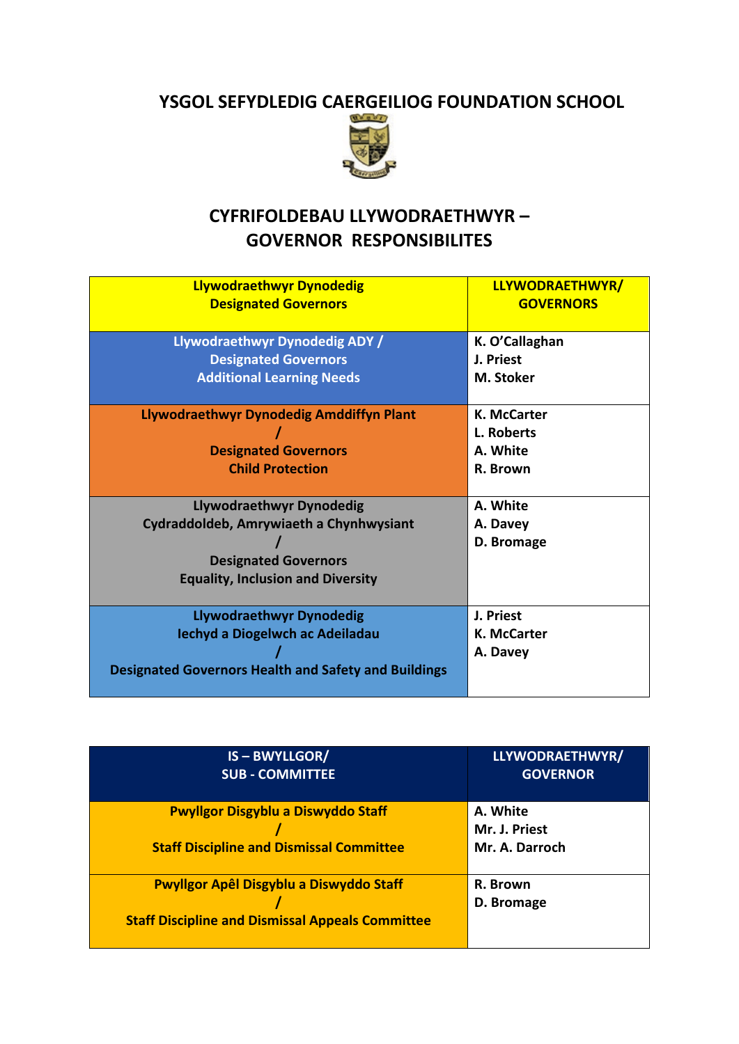# YSGOL SEFYDLEDIG CAERGEILIOG FOUNDATION SCHOOL

## CYFRIFOLDEBAU LLYWODRAETHWYR – GOVERNOR RESPONSIBILITES

| Llywodraethwyr Dynodedig<br>Designated Governors | LLYWODRAETHWYR/<br>GOVERNORS |
|---|---|
| Llywodraethwyr Dynodedig ADY /<br>Designated Governors<br>Additional Learning Needs | K. O'Callaghan<br>J. Priest<br>M. Stoker |
| Llywodraethwyr Dynodedig Amddiffyn Plant<br>/<br>Designated Governors<br>Child Protection | K. McCarter<br>L. Roberts<br>A. White<br>R. Brown |
| Llywodraethwyr Dynodedig<br>Cydraddoldeb, Amrywiaeth a Chynhwysiant<br>/<br>Designated Governors<br>Equality, Inclusion and Diversity | A. White<br>A. Davey<br>D. Bromage |
| Llywodraethwyr Dynodedig<br>Iechyd a Diogelwch ac Adeiladau<br>/<br>Designated Governors Health and Safety and Buildings | J. Priest<br>K. McCarter<br>A. Davey |

| IS – BWYLLGOR/<br>SUB - COMMITTEE | LLYWODRAETHWYR/<br>GOVERNOR |
|---|---|
| Pwyllgor Disgyblu a Diswyddo Staff<br>/<br>Staff Discipline and Dismissal Committee | A. White<br>Mr. J. Priest<br>Mr. A. Darroch |
| Pwyllgor Apêl Disgyblu a Diswyddo Staff<br>/<br>Staff Discipline and Dismissal Appeals Committee | R. Brown<br>D. Bromage |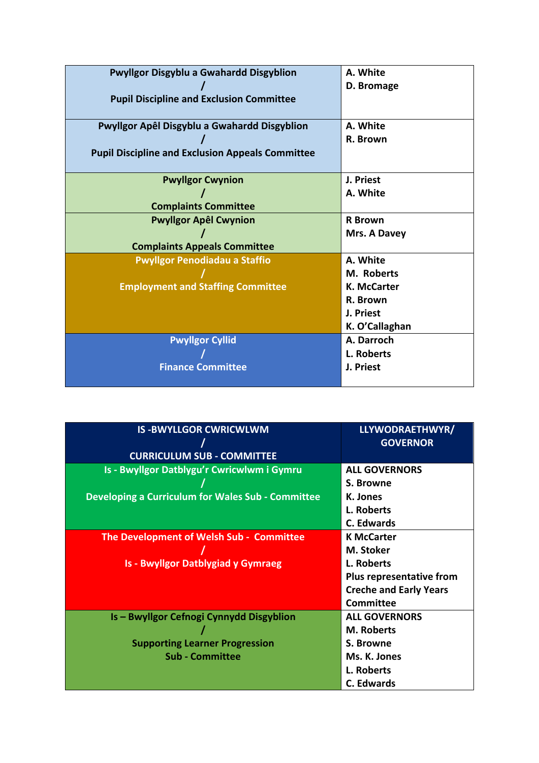| Committee | Governors |
| --- | --- |
| **Pwyllgor Disgyblu a Gwahardd Disgyblion / Pupil Discipline and Exclusion Committee** | **A. White**<br>**D. Bromage** |
| **Pwyllgor Apêl Disgyblu a Gwahardd Disgyblion / Pupil Discipline and Exclusion Appeals Committee** | **A. White**<br>**R. Brown** |
| **Pwyllgor Cwynion / Complaints Committee** | **J. Priest**<br>**A. White** |
| **Pwyllgor Apêl Cwynion / Complaints Appeals Committee** | **R Brown**<br>**Mrs. A Davey** |
| **Pwyllgor Penodiadau a Staffio / Employment and Staffing Committee** | **A. White**<br>**M. Roberts**<br>**K. McCarter**<br>**R. Brown**<br>**J. Priest**<br>**K. O'Callaghan** |
| **Pwyllgor Cyllid / Finance Committee** | **A. Darroch**<br>**L. Roberts**<br>**J. Priest** |

| IS -BWYLLGOR CWRICWLWM / CURRICULUM SUB - COMMITTEE | LLYWODRAETHWYR/ GOVERNOR |
| --- | --- |
| **Is - Bwyllgor Datblygu'r Cwricwlwm i Gymru / Developing a Curriculum for Wales Sub - Committee** | **ALL GOVERNORS**<br>**S. Browne**<br>**K. Jones**<br>**L. Roberts**<br>**C. Edwards** |
| **The Development of Welsh Sub - Committee / Is - Bwyllgor Datblygiad y Gymraeg** | **K McCarter**<br>**M. Stoker**<br>**L. Roberts**<br>**Plus representative from Creche and Early Years Committee** |
| **Is – Bwyllgor Cefnogi Cynnydd Disgyblion / Supporting Learner Progression Sub - Committee** | **ALL GOVERNORS**<br>**M. Roberts**<br>**S. Browne**<br>**Ms. K. Jones**<br>**L. Roberts**<br>**C. Edwards** |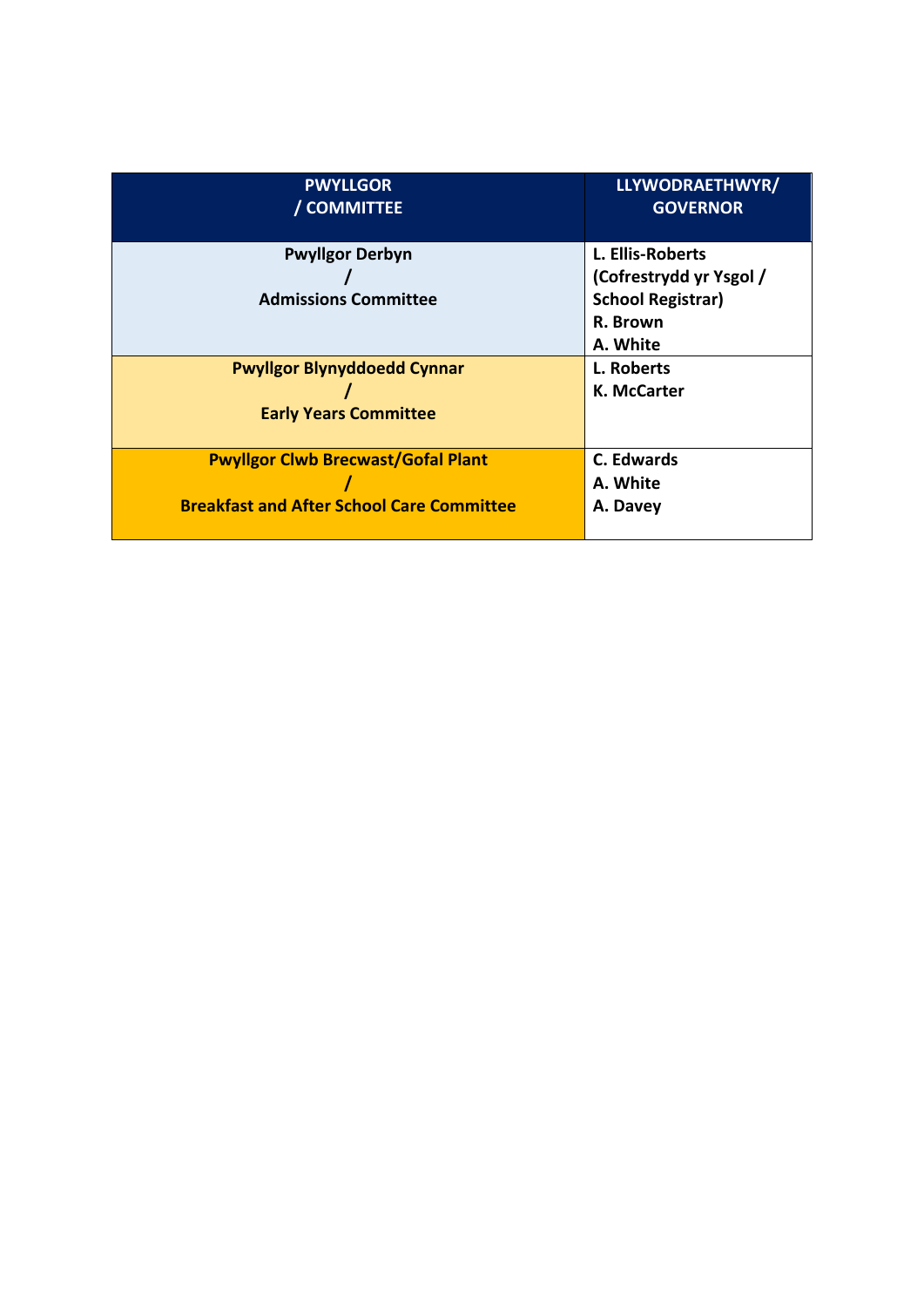| PWYLLGOR / COMMITTEE | LLYWODRAETHWYR/ GOVERNOR |
|---|---|
| **Pwyllgor Derbyn / Admissions Committee** | **L. Ellis-Roberts (Cofrestrydd yr Ysgol / School Registrar)**<br>**R. Brown**<br>**A. White** |
| **Pwyllgor Blynyddoedd Cynnar / Early Years Committee** | **L. Roberts**<br>**K. McCarter** |
| **Pwyllgor Clwb Brecwast/Gofal Plant / Breakfast and After School Care Committee** | **C. Edwards**<br>**A. White**<br>**A. Davey** |